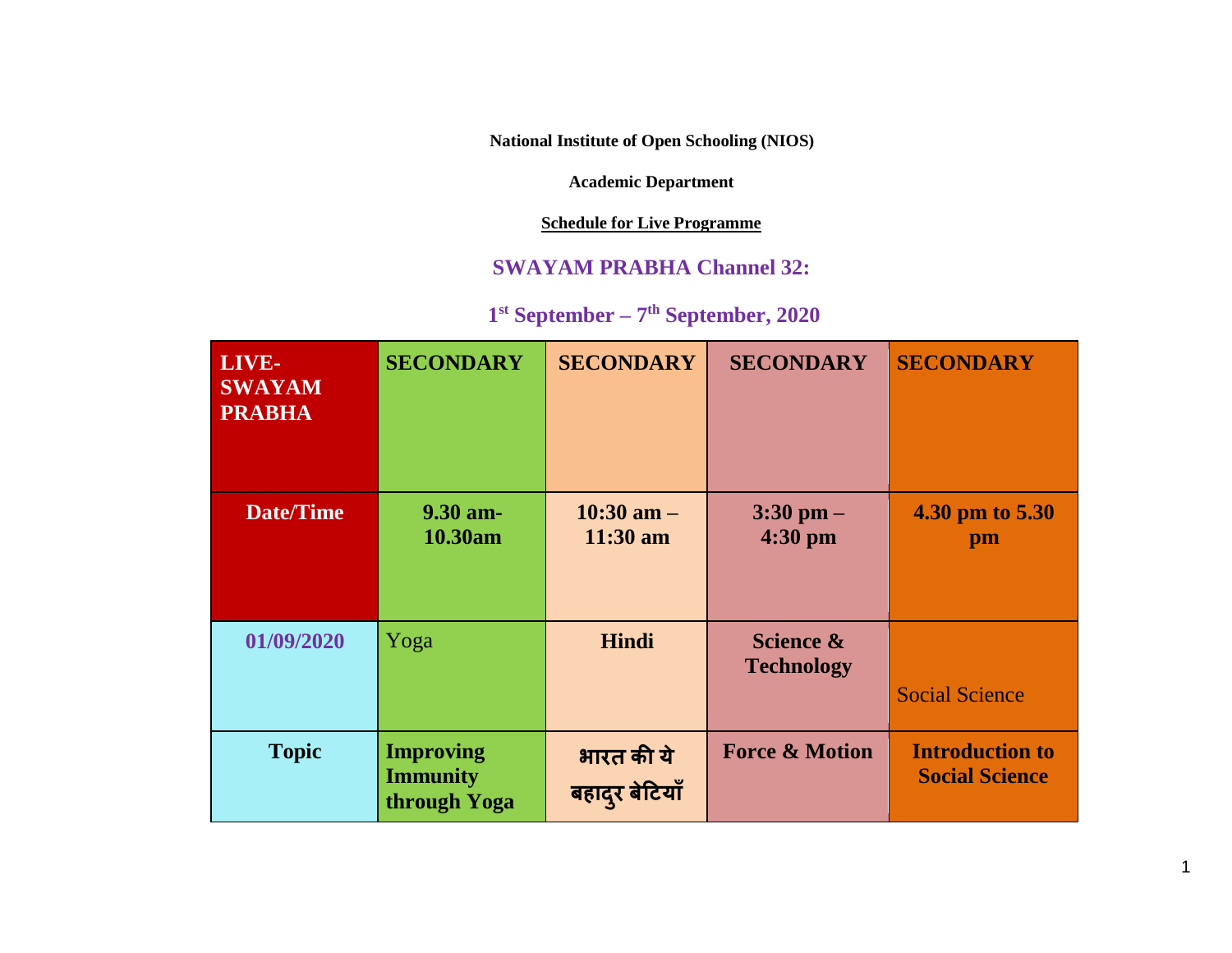**National Institute of Open Schooling (NIOS)**

**Academic Department**

**Schedule for Live Programme**

## SWAYAM PRABHA Channel 32:

## 1st September – 7th September, 2020

| **LIVE-SWAYAM PRABHA** | **SECONDARY** | **SECONDARY** | **SECONDARY** | **SECONDARY** |
|---|---|---|---|---|
| **Date/Time** | **9.30 am-10.30am** | **10:30 am – 11:30 am** | **3:30 pm – 4:30 pm** | **4.30 pm to 5.30 pm** |
| **01/09/2020** | Yoga | **Hindi** | **Science & Technology** | Social Science |
| **Topic** | **Improving Immunity through Yoga** | **भारत की ये बहादुर बेटियाँ** | **Force & Motion** | **Introduction to Social Science** |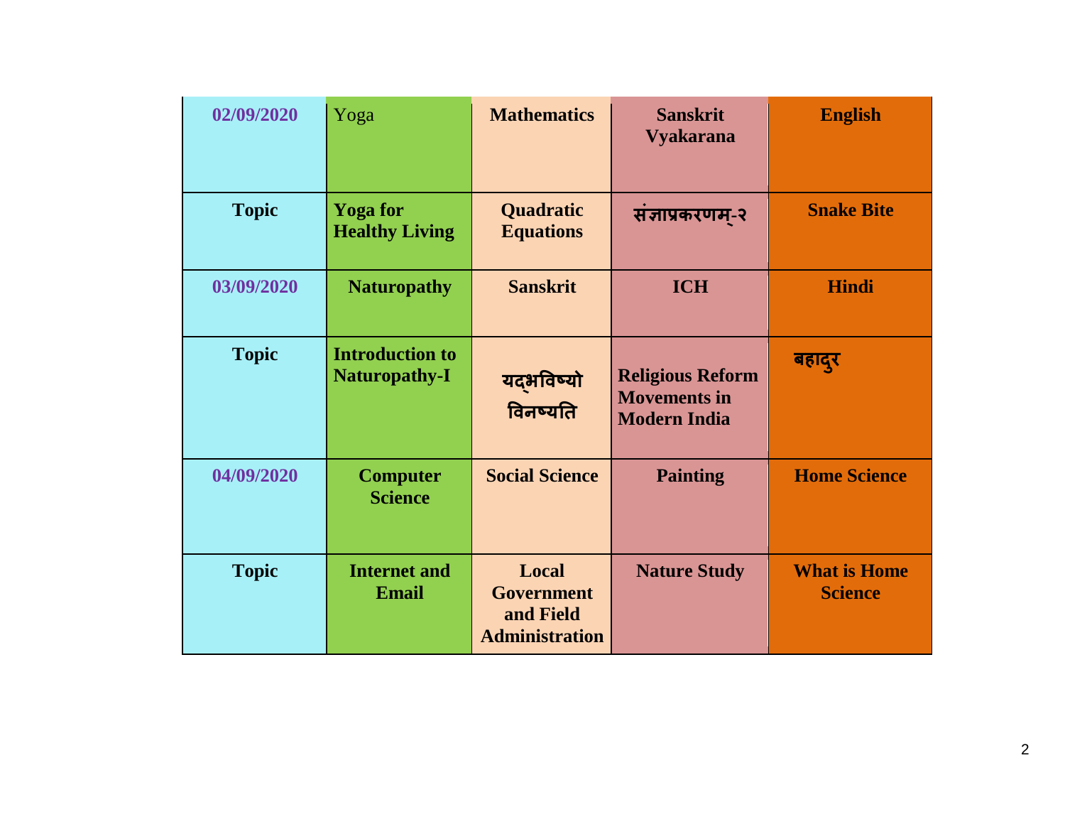| 02/09/2020 | Yoga | **Mathematics** | **Sanskrit Vyakarana** | **English** |
|---|---|---|---|---|
| **Topic** | **Yoga for Healthy Living** | **Quadratic Equations** | **संज्ञाप्रकरणम्-२** | **Snake Bite** |
| **03/09/2020** | **Naturopathy** | **Sanskrit** | **ICH** | **Hindi** |
| **Topic** | **Introduction to Naturopathy-I** | **यद्भविष्यो विनश्यति** | **Religious Reform Movements in Modern India** | **बहादुर** |
| **04/09/2020** | **Computer Science** | **Social Science** | **Painting** | **Home Science** |
| **Topic** | **Internet and Email** | **Local Government and Field Administration** | **Nature Study** | **What is Home Science** |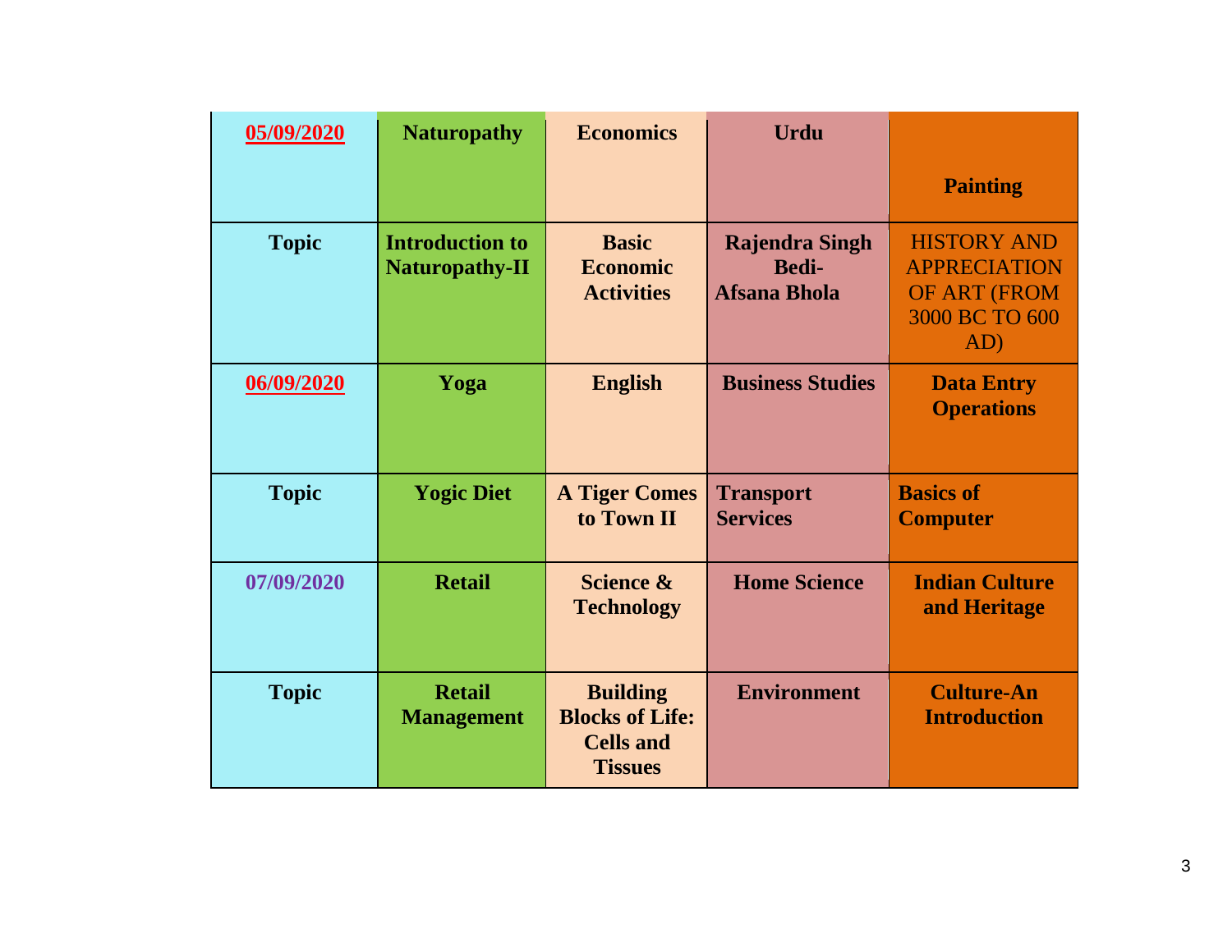| | | | | |
|---|---|---|---|---|
| **05/09/2020** | **Naturopathy** | **Economics** | **Urdu** | **Painting** |
| **Topic** | **Introduction to Naturopathy-II** | **Basic Economic Activities** | **Rajendra Singh Bedi-Afsana Bhola** | HISTORY AND APPRECIATION OF ART (FROM 3000 BC TO 600 AD) |
| **06/09/2020** | **Yoga** | **English** | **Business Studies** | **Data Entry Operations** |
| **Topic** | **Yogic Diet** | **A Tiger Comes to Town II** | **Transport Services** | **Basics of Computer** |
| **07/09/2020** | **Retail** | **Science & Technology** | **Home Science** | **Indian Culture and Heritage** |
| **Topic** | **Retail Management** | **Building Blocks of Life: Cells and Tissues** | **Environment** | **Culture-An Introduction** |